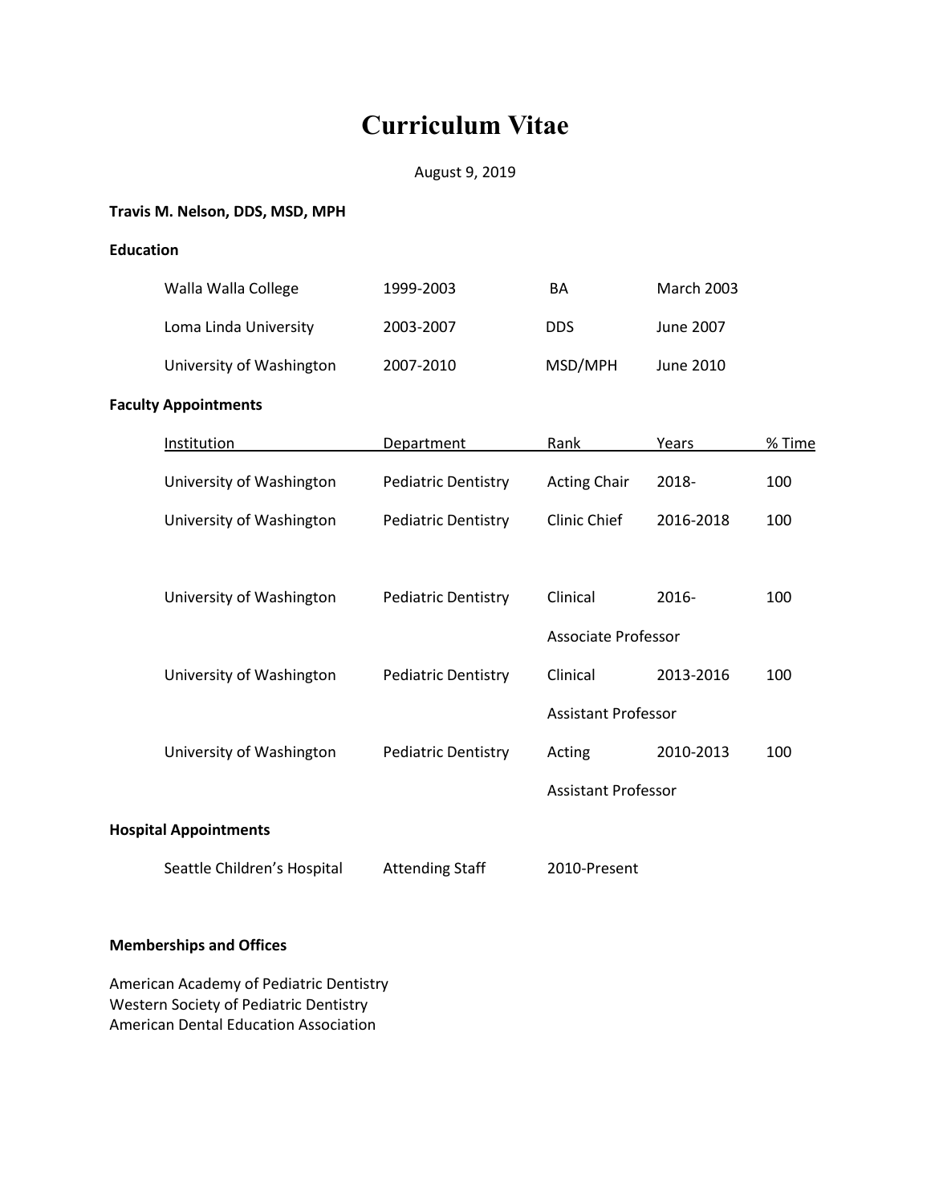# Curriculum Vitae

August 9, 2019

**Travis M. Nelson, DDS, MSD, MPH**

**Education**

| | | | |
|---|---|---|---|
| Walla Walla College | 1999-2003 | BA | March 2003 |
| Loma Linda University | 2003-2007 | DDS | June 2007 |
| University of Washington | 2007-2010 | MSD/MPH | June 2010 |

**Faculty Appointments**

| Institution | Department | Rank | Years | % Time |
|---|---|---|---|---|
| University of Washington | Pediatric Dentistry | Acting Chair | 2018- | 100 |
| University of Washington | Pediatric Dentistry | Clinic Chief | 2016-2018 | 100 |
| University of Washington | Pediatric Dentistry | Clinical Associate Professor | 2016- | 100 |
| University of Washington | Pediatric Dentistry | Clinical Assistant Professor | 2013-2016 | 100 |
| University of Washington | Pediatric Dentistry | Acting Assistant Professor | 2010-2013 | 100 |

**Hospital Appointments**

| | | |
|---|---|---|
| Seattle Children's Hospital | Attending Staff | 2010-Present |

**Memberships and Offices**

American Academy of Pediatric Dentistry
Western Society of Pediatric Dentistry
American Dental Education Association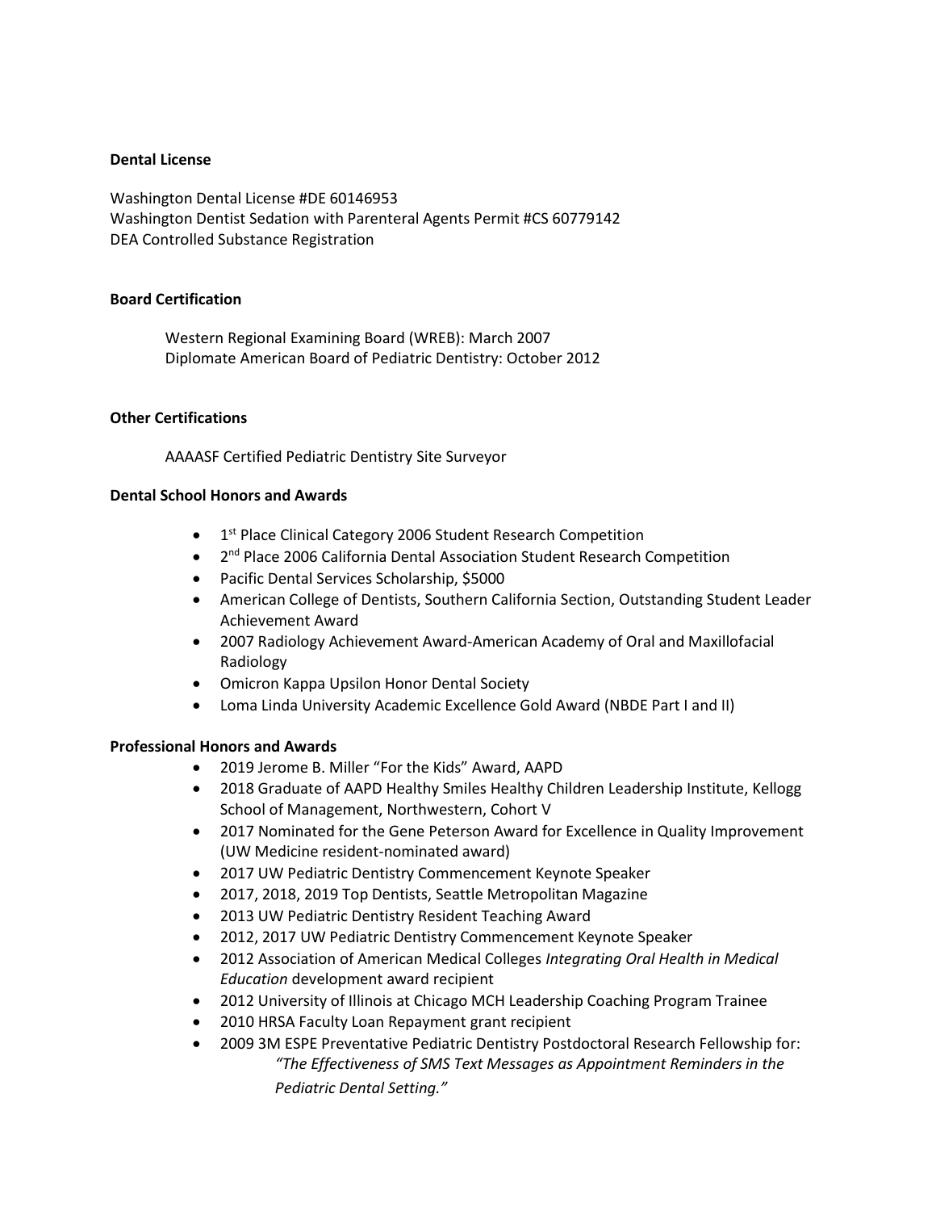**Dental License**

Washington Dental License #DE 60146953
Washington Dentist Sedation with Parenteral Agents Permit #CS 60779142
DEA Controlled Substance Registration

**Board Certification**

Western Regional Examining Board (WREB): March 2007
Diplomate American Board of Pediatric Dentistry: October 2012

**Other Certifications**

AAAASF Certified Pediatric Dentistry Site Surveyor

**Dental School Honors and Awards**

- 1st Place Clinical Category 2006 Student Research Competition
- 2nd Place 2006 California Dental Association Student Research Competition
- Pacific Dental Services Scholarship, $5000
- American College of Dentists, Southern California Section, Outstanding Student Leader Achievement Award
- 2007 Radiology Achievement Award-American Academy of Oral and Maxillofacial Radiology
- Omicron Kappa Upsilon Honor Dental Society
- Loma Linda University Academic Excellence Gold Award (NBDE Part I and II)

**Professional Honors and Awards**

- 2019 Jerome B. Miller "For the Kids" Award, AAPD
- 2018 Graduate of AAPD Healthy Smiles Healthy Children Leadership Institute, Kellogg School of Management, Northwestern, Cohort V
- 2017 Nominated for the Gene Peterson Award for Excellence in Quality Improvement (UW Medicine resident-nominated award)
- 2017 UW Pediatric Dentistry Commencement Keynote Speaker
- 2017, 2018, 2019 Top Dentists, Seattle Metropolitan Magazine
- 2013 UW Pediatric Dentistry Resident Teaching Award
- 2012, 2017 UW Pediatric Dentistry Commencement Keynote Speaker
- 2012 Association of American Medical Colleges *Integrating Oral Health in Medical Education* development award recipient
- 2012 University of Illinois at Chicago MCH Leadership Coaching Program Trainee
- 2010 HRSA Faculty Loan Repayment grant recipient
- 2009 3M ESPE Preventative Pediatric Dentistry Postdoctoral Research Fellowship for: *"The Effectiveness of SMS Text Messages as Appointment Reminders in the Pediatric Dental Setting."*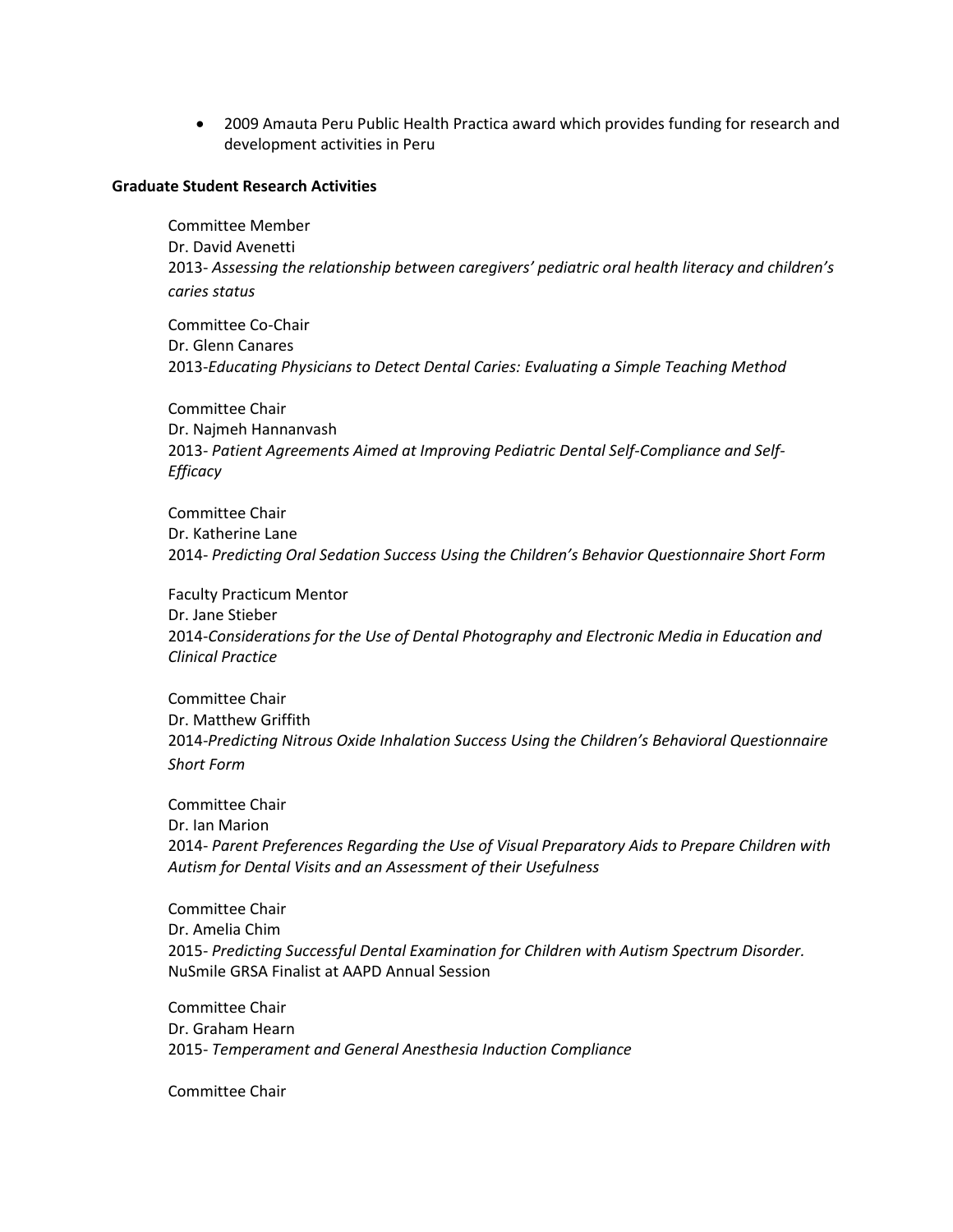- 2009 Amauta Peru Public Health Practica award which provides funding for research and development activities in Peru

**Graduate Student Research Activities**

Committee Member
Dr. David Avenetti
2013- *Assessing the relationship between caregivers' pediatric oral health literacy and children's caries status*

Committee Co-Chair
Dr. Glenn Canares
2013-*Educating Physicians to Detect Dental Caries: Evaluating a Simple Teaching Method*

Committee Chair
Dr. Najmeh Hannanvash
2013- *Patient Agreements Aimed at Improving Pediatric Dental Self-Compliance and Self-Efficacy*

Committee Chair
Dr. Katherine Lane
2014- *Predicting Oral Sedation Success Using the Children's Behavior Questionnaire Short Form*

Faculty Practicum Mentor
Dr. Jane Stieber
2014-*Considerations for the Use of Dental Photography and Electronic Media in Education and Clinical Practice*

Committee Chair
Dr. Matthew Griffith
2014-*Predicting Nitrous Oxide Inhalation Success Using the Children's Behavioral Questionnaire Short Form*

Committee Chair
Dr. Ian Marion
2014- *Parent Preferences Regarding the Use of Visual Preparatory Aids to Prepare Children with Autism for Dental Visits and an Assessment of their Usefulness*

Committee Chair
Dr. Amelia Chim
2015- *Predicting Successful Dental Examination for Children with Autism Spectrum Disorder.*
NuSmile GRSA Finalist at AAPD Annual Session

Committee Chair
Dr. Graham Hearn
2015- *Temperament and General Anesthesia Induction Compliance*

Committee Chair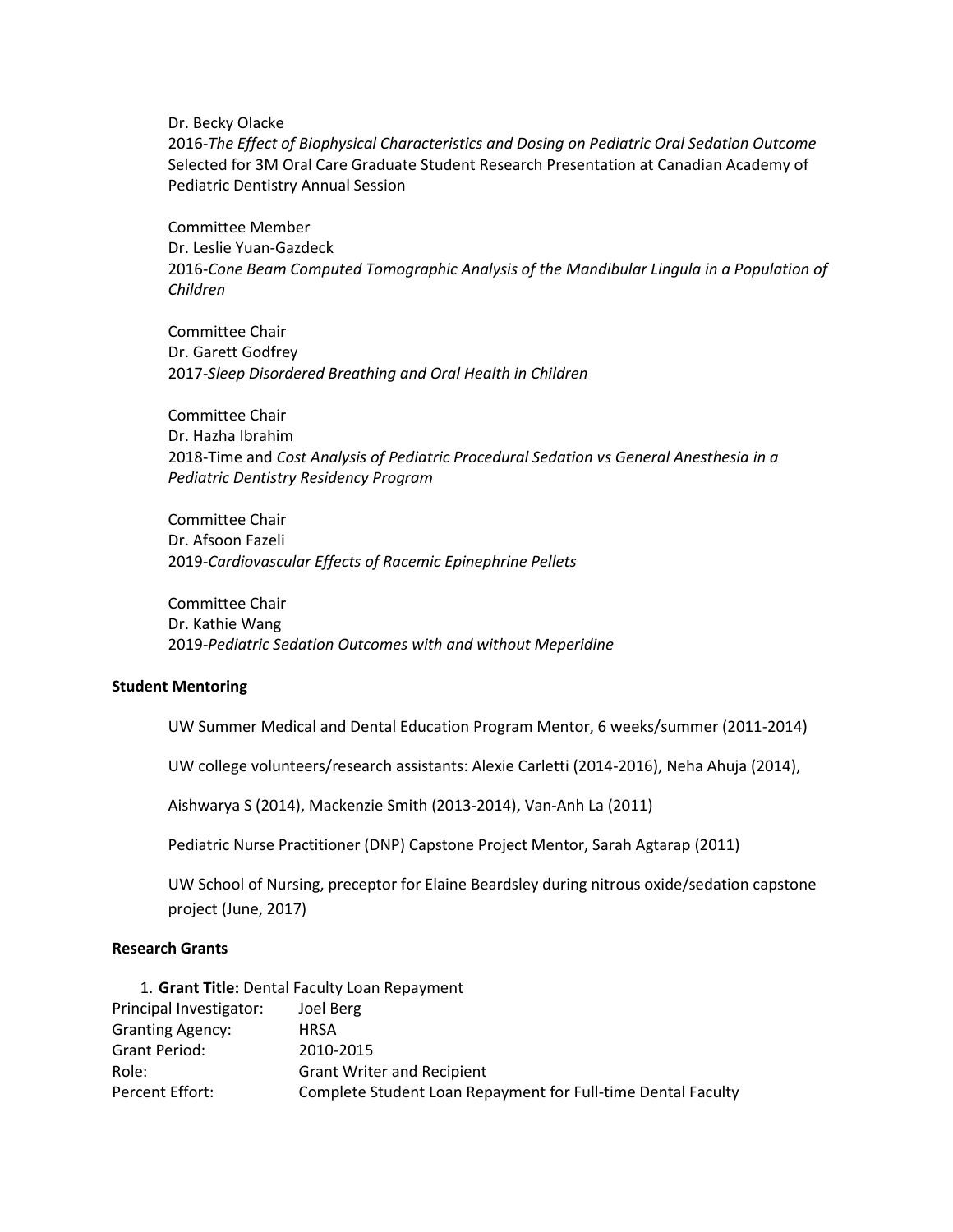Dr. Becky Olacke
2016-*The Effect of Biophysical Characteristics and Dosing on Pediatric Oral Sedation Outcome*
Selected for 3M Oral Care Graduate Student Research Presentation at Canadian Academy of Pediatric Dentistry Annual Session

Committee Member
Dr. Leslie Yuan-Gazdeck
2016-*Cone Beam Computed Tomographic Analysis of the Mandibular Lingula in a Population of Children*

Committee Chair
Dr. Garett Godfrey
2017-*Sleep Disordered Breathing and Oral Health in Children*

Committee Chair
Dr. Hazha Ibrahim
2018-Time and *Cost Analysis of Pediatric Procedural Sedation vs General Anesthesia in a Pediatric Dentistry Residency Program*

Committee Chair
Dr. Afsoon Fazeli
2019-*Cardiovascular Effects of Racemic Epinephrine Pellets*

Committee Chair
Dr. Kathie Wang
2019-*Pediatric Sedation Outcomes with and without Meperidine*

**Student Mentoring**

UW Summer Medical and Dental Education Program Mentor, 6 weeks/summer (2011-2014)

UW college volunteers/research assistants: Alexie Carletti (2014-2016), Neha Ahuja (2014),

Aishwarya S (2014), Mackenzie Smith (2013-2014), Van-Anh La (2011)

Pediatric Nurse Practitioner (DNP) Capstone Project Mentor, Sarah Agtarap (2011)

UW School of Nursing, preceptor for Elaine Beardsley during nitrous oxide/sedation capstone project (June, 2017)

**Research Grants**

1. **Grant Title:** Dental Faculty Loan Repayment

| | |
|---|---|
| Principal Investigator: | Joel Berg |
| Granting Agency: | HRSA |
| Grant Period: | 2010-2015 |
| Role: | Grant Writer and Recipient |
| Percent Effort: | Complete Student Loan Repayment for Full-time Dental Faculty |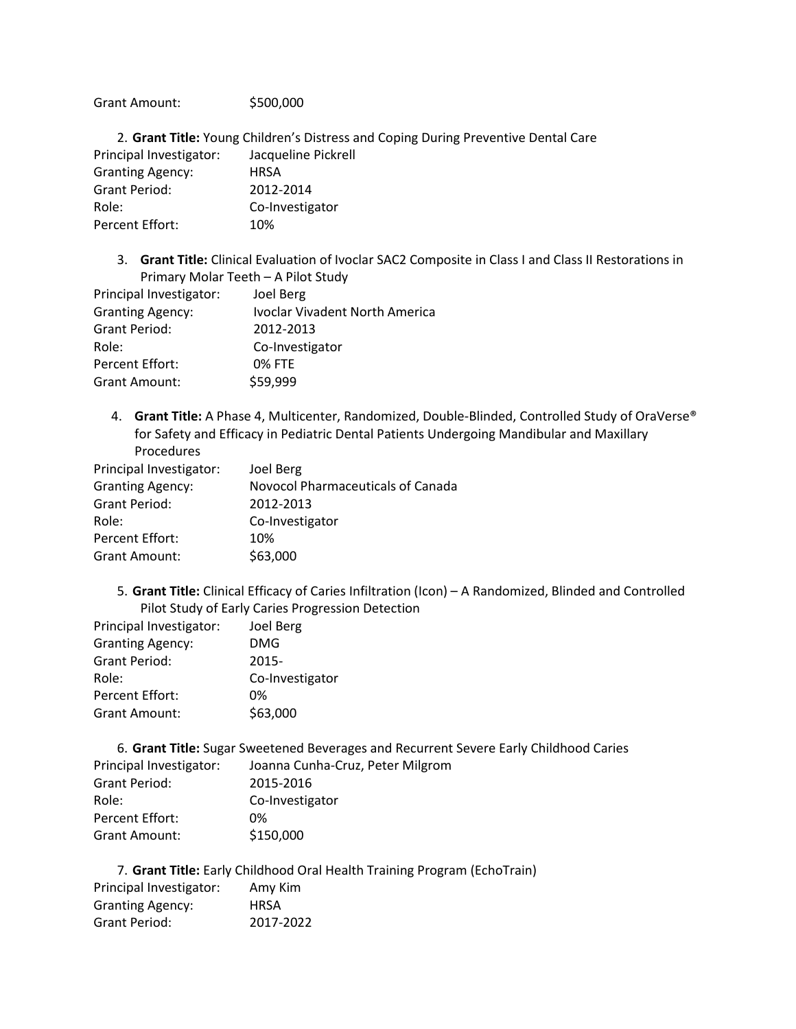Grant Amount: $500,000

2. **Grant Title:** Young Children's Distress and Coping During Preventive Dental Care

Principal Investigator: Jacqueline Pickrell
Granting Agency: HRSA
Grant Period: 2012-2014
Role: Co-Investigator
Percent Effort: 10%

3. **Grant Title:** Clinical Evaluation of Ivoclar SAC2 Composite in Class I and Class II Restorations in Primary Molar Teeth – A Pilot Study

Principal Investigator: Joel Berg
Granting Agency: Ivoclar Vivadent North America
Grant Period: 2012-2013
Role: Co-Investigator
Percent Effort: 0% FTE
Grant Amount: $59,999

4. **Grant Title:** A Phase 4, Multicenter, Randomized, Double-Blinded, Controlled Study of OraVerse® for Safety and Efficacy in Pediatric Dental Patients Undergoing Mandibular and Maxillary Procedures

Principal Investigator: Joel Berg
Granting Agency: Novocol Pharmaceuticals of Canada
Grant Period: 2012-2013
Role: Co-Investigator
Percent Effort: 10%
Grant Amount: $63,000

5. **Grant Title:** Clinical Efficacy of Caries Infiltration (Icon) – A Randomized, Blinded and Controlled Pilot Study of Early Caries Progression Detection

Principal Investigator: Joel Berg
Granting Agency: DMG
Grant Period: 2015-
Role: Co-Investigator
Percent Effort: 0%
Grant Amount: $63,000

6. **Grant Title:** Sugar Sweetened Beverages and Recurrent Severe Early Childhood Caries

Principal Investigator: Joanna Cunha-Cruz, Peter Milgrom
Grant Period: 2015-2016
Role: Co-Investigator
Percent Effort: 0%
Grant Amount: $150,000

7. **Grant Title:** Early Childhood Oral Health Training Program (EchoTrain)

Principal Investigator: Amy Kim
Granting Agency: HRSA
Grant Period: 2017-2022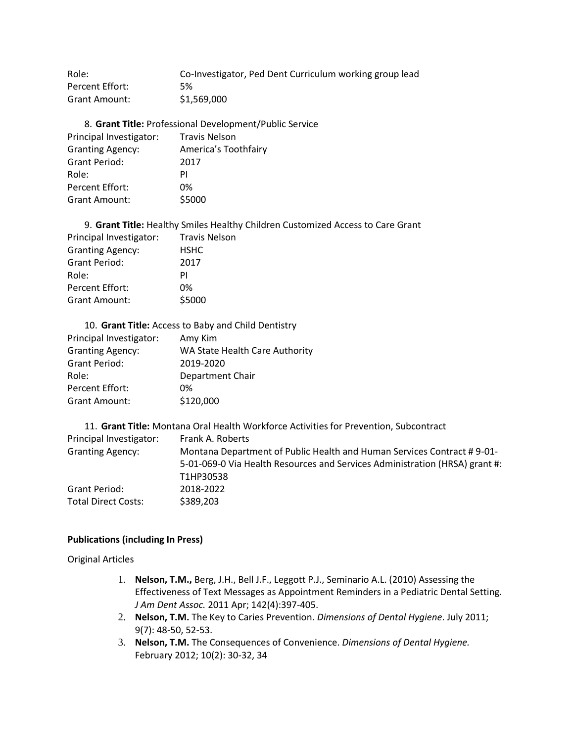| | |
|---|---|
| Role: | Co-Investigator, Ped Dent Curriculum working group lead |
| Percent Effort: | 5% |
| Grant Amount: | $1,569,000 |

8. **Grant Title:** Professional Development/Public Service

| | |
|---|---|
| Principal Investigator: | Travis Nelson |
| Granting Agency: | America's Toothfairy |
| Grant Period: | 2017 |
| Role: | PI |
| Percent Effort: | 0% |
| Grant Amount: | $5000 |

9. **Grant Title:** Healthy Smiles Healthy Children Customized Access to Care Grant

| | |
|---|---|
| Principal Investigator: | Travis Nelson |
| Granting Agency: | HSHC |
| Grant Period: | 2017 |
| Role: | PI |
| Percent Effort: | 0% |
| Grant Amount: | $5000 |

10. **Grant Title:** Access to Baby and Child Dentistry

| | |
|---|---|
| Principal Investigator: | Amy Kim |
| Granting Agency: | WA State Health Care Authority |
| Grant Period: | 2019-2020 |
| Role: | Department Chair |
| Percent Effort: | 0% |
| Grant Amount: | $120,000 |

11. **Grant Title:** Montana Oral Health Workforce Activities for Prevention, Subcontract

| | |
|---|---|
| Principal Investigator: | Frank A. Roberts |
| Granting Agency: | Montana Department of Public Health and Human Services Contract # 9-01-5-01-069-0 Via Health Resources and Services Administration (HRSA) grant #: T1HP30538 |
| Grant Period: | 2018-2022 |
| Total Direct Costs: | $389,203 |

**Publications (including In Press)**

Original Articles

1. **Nelson, T.M.,** Berg, J.H., Bell J.F., Leggott P.J., Seminario A.L. (2010) Assessing the Effectiveness of Text Messages as Appointment Reminders in a Pediatric Dental Setting. *J Am Dent Assoc.* 2011 Apr; 142(4):397-405.
2. **Nelson, T.M.** The Key to Caries Prevention. *Dimensions of Dental Hygiene*. July 2011; 9(7): 48-50, 52-53.
3. **Nelson, T.M.** The Consequences of Convenience. *Dimensions of Dental Hygiene.* February 2012; 10(2): 30-32, 34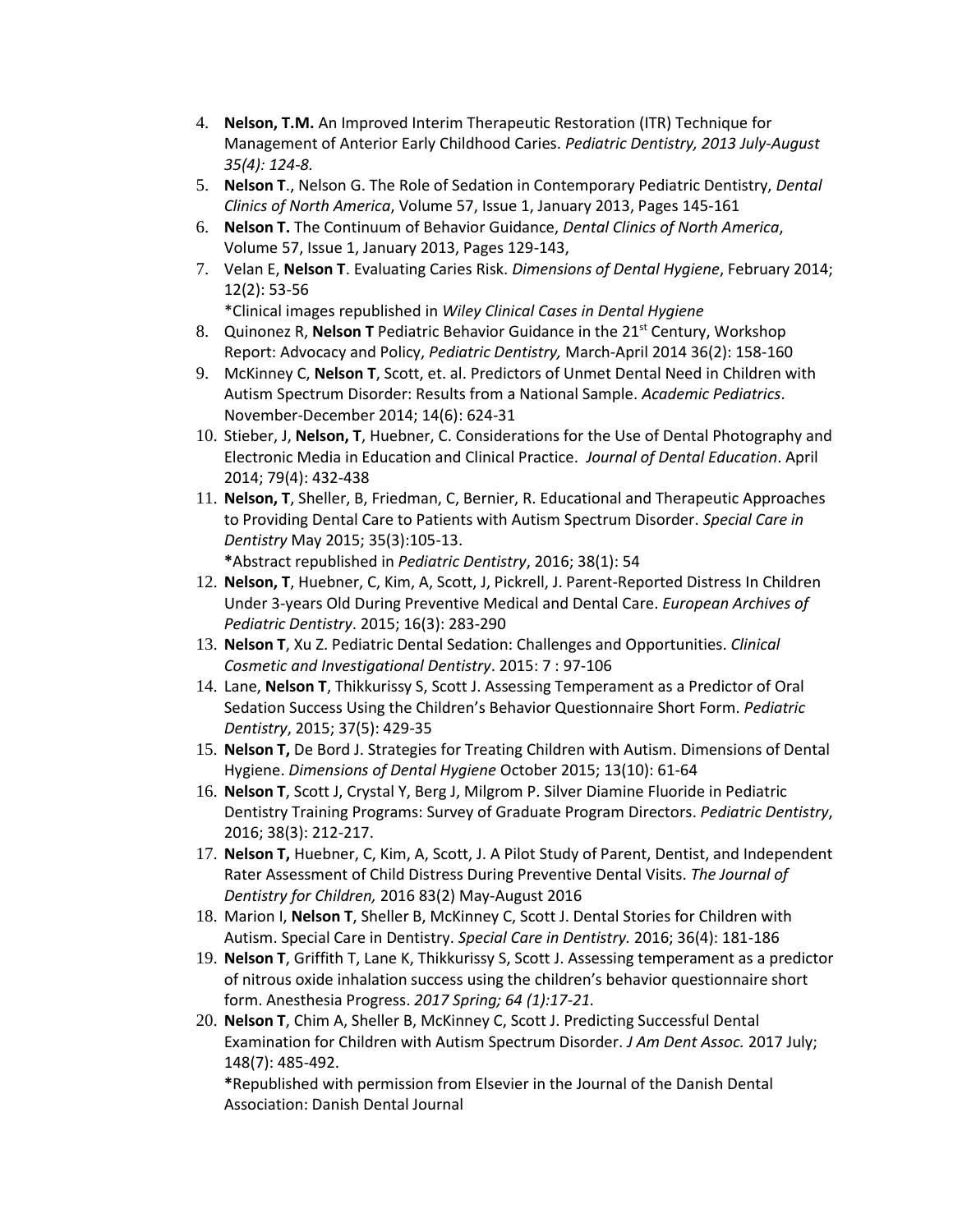4. **Nelson, T.M.** An Improved Interim Therapeutic Restoration (ITR) Technique for Management of Anterior Early Childhood Caries. *Pediatric Dentistry, 2013 July-August 35(4): 124-8.*
5. **Nelson T**., Nelson G. The Role of Sedation in Contemporary Pediatric Dentistry, *Dental Clinics of North America*, Volume 57, Issue 1, January 2013, Pages 145-161
6. **Nelson T.** The Continuum of Behavior Guidance, *Dental Clinics of North America*, Volume 57, Issue 1, January 2013, Pages 129-143,
7. Velan E, **Nelson T**. Evaluating Caries Risk. *Dimensions of Dental Hygiene*, February 2014; 12(2): 53-56
   *Clinical images republished in *Wiley Clinical Cases in Dental Hygiene*
8. Quinonez R, **Nelson T** Pediatric Behavior Guidance in the 21st Century, Workshop Report: Advocacy and Policy, *Pediatric Dentistry,* March-April 2014 36(2): 158-160
9. McKinney C, **Nelson T**, Scott, et. al. Predictors of Unmet Dental Need in Children with Autism Spectrum Disorder: Results from a National Sample. *Academic Pediatrics*. November-December 2014; 14(6): 624-31
10. Stieber, J, **Nelson, T**, Huebner, C. Considerations for the Use of Dental Photography and Electronic Media in Education and Clinical Practice. *Journal of Dental Education*. April 2014; 79(4): 432-438
11. **Nelson, T**, Sheller, B, Friedman, C, Bernier, R. Educational and Therapeutic Approaches to Providing Dental Care to Patients with Autism Spectrum Disorder. *Special Care in Dentistry* May 2015; 35(3):105-13.
    ***Abstract republished in *Pediatric Dentistry*, 2016; 38(1): 54
12. **Nelson, T**, Huebner, C, Kim, A, Scott, J, Pickrell, J. Parent-Reported Distress In Children Under 3-years Old During Preventive Medical and Dental Care. *European Archives of Pediatric Dentistry*. 2015; 16(3): 283-290
13. **Nelson T**, Xu Z. Pediatric Dental Sedation: Challenges and Opportunities. *Clinical Cosmetic and Investigational Dentistry*. 2015: 7 : 97-106
14. Lane, **Nelson T**, Thikkurissy S, Scott J. Assessing Temperament as a Predictor of Oral Sedation Success Using the Children's Behavior Questionnaire Short Form. *Pediatric Dentistry*, 2015; 37(5): 429-35
15. **Nelson T,** De Bord J. Strategies for Treating Children with Autism. Dimensions of Dental Hygiene. *Dimensions of Dental Hygiene* October 2015; 13(10): 61-64
16. **Nelson T**, Scott J, Crystal Y, Berg J, Milgrom P. Silver Diamine Fluoride in Pediatric Dentistry Training Programs: Survey of Graduate Program Directors. *Pediatric Dentistry*, 2016; 38(3): 212-217.
17. **Nelson T,** Huebner, C, Kim, A, Scott, J. A Pilot Study of Parent, Dentist, and Independent Rater Assessment of Child Distress During Preventive Dental Visits. *The Journal of Dentistry for Children,* 2016 83(2) May-August 2016
18. Marion I, **Nelson T**, Sheller B, McKinney C, Scott J. Dental Stories for Children with Autism. Special Care in Dentistry. *Special Care in Dentistry.* 2016; 36(4): 181-186
19. **Nelson T**, Griffith T, Lane K, Thikkurissy S, Scott J. Assessing temperament as a predictor of nitrous oxide inhalation success using the children's behavior questionnaire short form. Anesthesia Progress. *2017 Spring; 64 (1):17-21.*
20. **Nelson T**, Chim A, Sheller B, McKinney C, Scott J. Predicting Successful Dental Examination for Children with Autism Spectrum Disorder. *J Am Dent Assoc.* 2017 July; 148(7): 485-492.
    ***Republished with permission from Elsevier in the Journal of the Danish Dental Association: Danish Dental Journal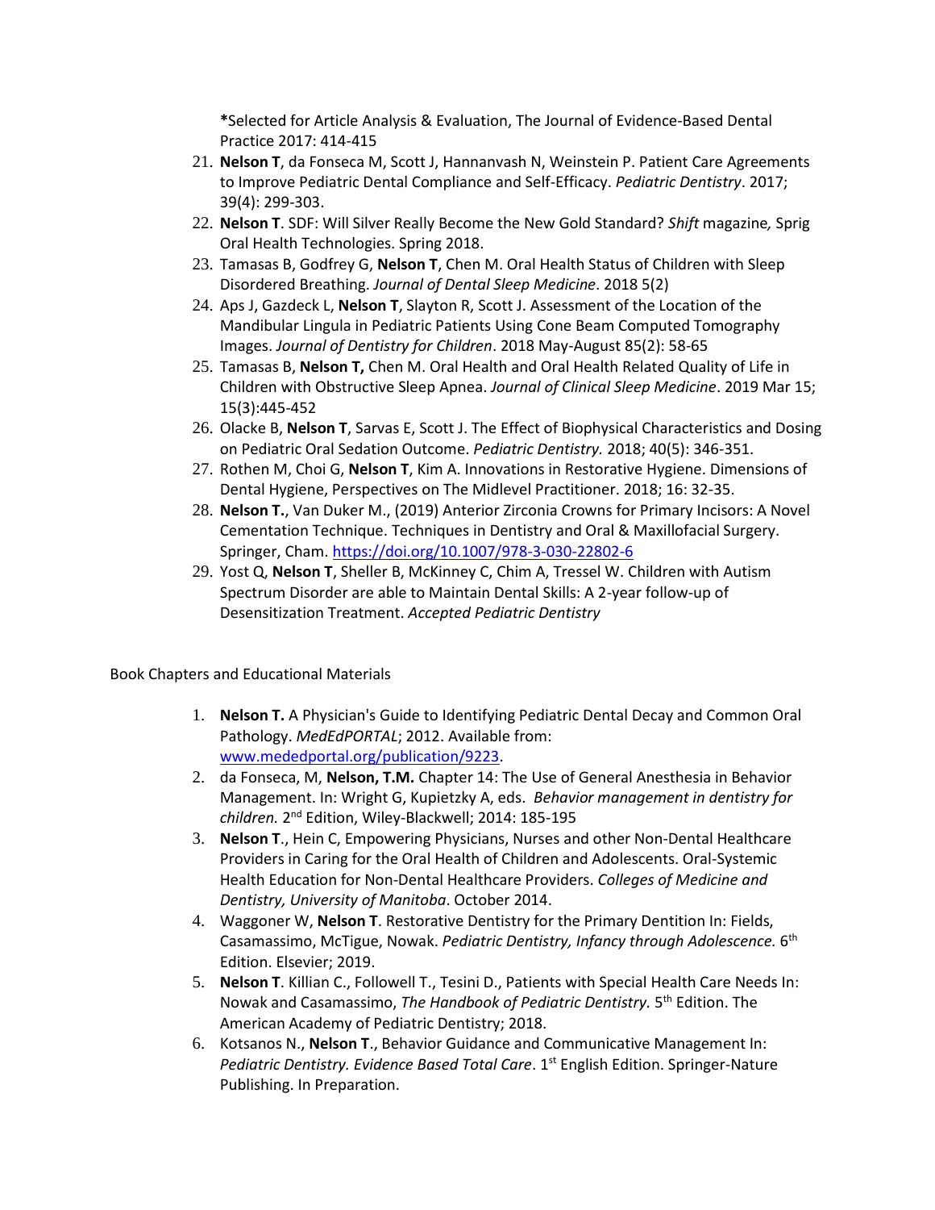**\***Selected for Article Analysis & Evaluation, The Journal of Evidence-Based Dental Practice 2017: 414-415

21. **Nelson T**, da Fonseca M, Scott J, Hannanvash N, Weinstein P. Patient Care Agreements to Improve Pediatric Dental Compliance and Self-Efficacy. *Pediatric Dentistry*. 2017; 39(4): 299-303.
22. **Nelson T**. SDF: Will Silver Really Become the New Gold Standard? *Shift* magazine*,* Sprig Oral Health Technologies. Spring 2018.
23. Tamasas B, Godfrey G, **Nelson T**, Chen M. Oral Health Status of Children with Sleep Disordered Breathing. *Journal of Dental Sleep Medicine*. 2018 5(2)
24. Aps J, Gazdeck L, **Nelson T**, Slayton R, Scott J. Assessment of the Location of the Mandibular Lingula in Pediatric Patients Using Cone Beam Computed Tomography Images. *Journal of Dentistry for Children*. 2018 May-August 85(2): 58-65
25. Tamasas B, **Nelson T,** Chen M. Oral Health and Oral Health Related Quality of Life in Children with Obstructive Sleep Apnea. *Journal of Clinical Sleep Medicine*. 2019 Mar 15; 15(3):445-452
26. Olacke B, **Nelson T**, Sarvas E, Scott J. The Effect of Biophysical Characteristics and Dosing on Pediatric Oral Sedation Outcome. *Pediatric Dentistry.* 2018; 40(5): 346-351.
27. Rothen M, Choi G, **Nelson T**, Kim A. Innovations in Restorative Hygiene. Dimensions of Dental Hygiene, Perspectives on The Midlevel Practitioner. 2018; 16: 32-35.
28. **Nelson T.**, Van Duker M., (2019) Anterior Zirconia Crowns for Primary Incisors: A Novel Cementation Technique. Techniques in Dentistry and Oral & Maxillofacial Surgery. Springer, Cham. https://doi.org/10.1007/978-3-030-22802-6
29. Yost Q, **Nelson T**, Sheller B, McKinney C, Chim A, Tressel W. Children with Autism Spectrum Disorder are able to Maintain Dental Skills: A 2-year follow-up of Desensitization Treatment. *Accepted Pediatric Dentistry*

Book Chapters and Educational Materials

1. **Nelson T.** A Physician's Guide to Identifying Pediatric Dental Decay and Common Oral Pathology. *MedEdPORTAL*; 2012. Available from: www.mededportal.org/publication/9223.
2. da Fonseca, M, **Nelson, T.M.** Chapter 14: The Use of General Anesthesia in Behavior Management. In: Wright G, Kupietzky A, eds. *Behavior management in dentistry for children.* 2nd Edition, Wiley-Blackwell; 2014: 185-195
3. **Nelson T**., Hein C, Empowering Physicians, Nurses and other Non-Dental Healthcare Providers in Caring for the Oral Health of Children and Adolescents. Oral-Systemic Health Education for Non-Dental Healthcare Providers. *Colleges of Medicine and Dentistry, University of Manitoba*. October 2014.
4. Waggoner W, **Nelson T**. Restorative Dentistry for the Primary Dentition In: Fields, Casamassimo, McTigue, Nowak. *Pediatric Dentistry, Infancy through Adolescence.* 6th Edition. Elsevier; 2019.
5. **Nelson T**. Killian C., Followell T., Tesini D., Patients with Special Health Care Needs In: Nowak and Casamassimo, *The Handbook of Pediatric Dentistry.* 5th Edition. The American Academy of Pediatric Dentistry; 2018.
6. Kotsanos N., **Nelson T**., Behavior Guidance and Communicative Management In: *Pediatric Dentistry. Evidence Based Total Care*. 1st English Edition. Springer-Nature Publishing. In Preparation.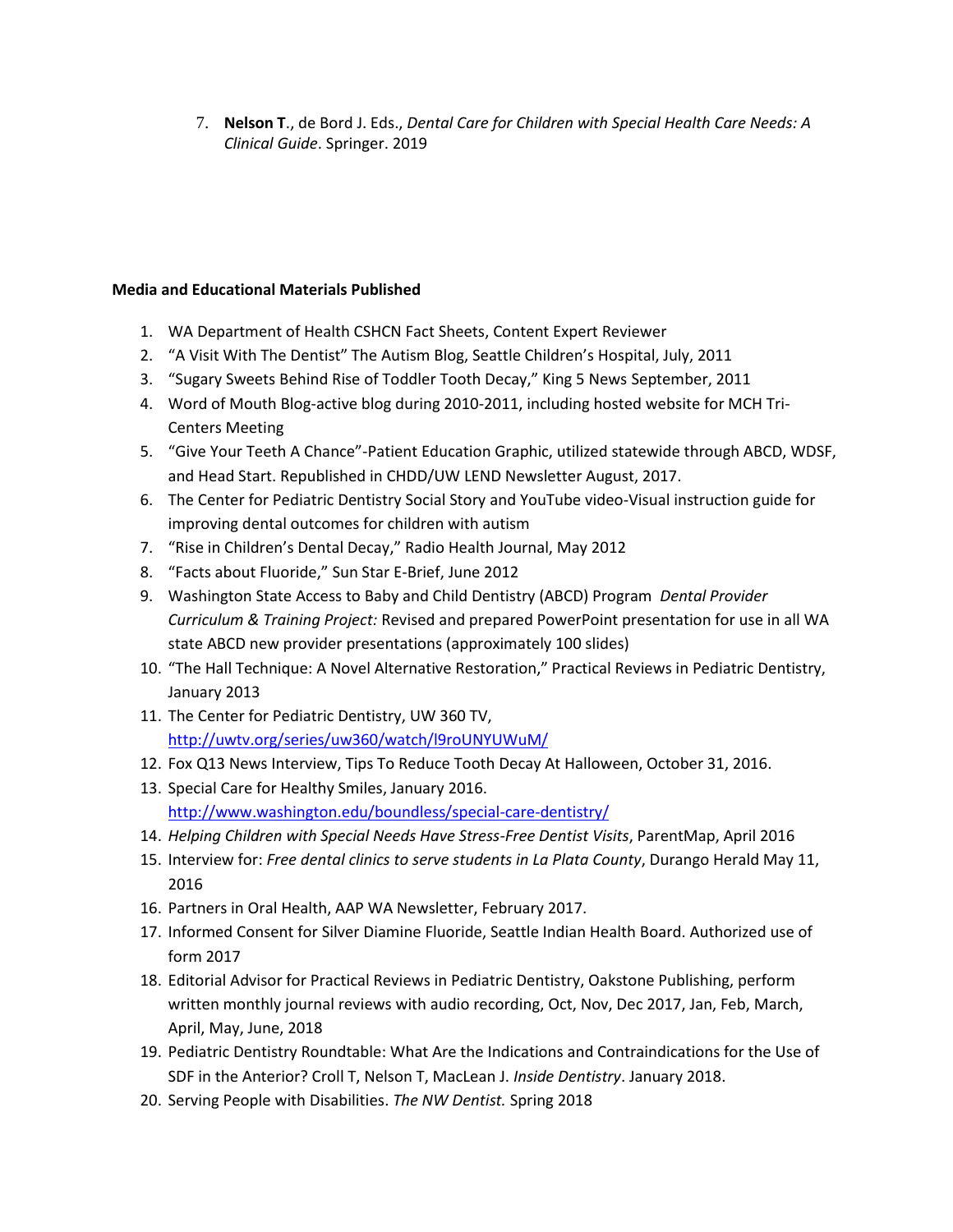7. **Nelson T**., de Bord J. Eds., *Dental Care for Children with Special Health Care Needs: A Clinical Guide*. Springer. 2019

**Media and Educational Materials Published**

1. WA Department of Health CSHCN Fact Sheets, Content Expert Reviewer
2. "A Visit With The Dentist" The Autism Blog, Seattle Children's Hospital, July, 2011
3. "Sugary Sweets Behind Rise of Toddler Tooth Decay," King 5 News September, 2011
4. Word of Mouth Blog-active blog during 2010-2011, including hosted website for MCH Tri-Centers Meeting
5. "Give Your Teeth A Chance"-Patient Education Graphic, utilized statewide through ABCD, WDSF, and Head Start. Republished in CHDD/UW LEND Newsletter August, 2017.
6. The Center for Pediatric Dentistry Social Story and YouTube video-Visual instruction guide for improving dental outcomes for children with autism
7. "Rise in Children's Dental Decay," Radio Health Journal, May 2012
8. "Facts about Fluoride," Sun Star E-Brief, June 2012
9. Washington State Access to Baby and Child Dentistry (ABCD) Program *Dental Provider Curriculum & Training Project:* Revised and prepared PowerPoint presentation for use in all WA state ABCD new provider presentations (approximately 100 slides)
10. "The Hall Technique: A Novel Alternative Restoration," Practical Reviews in Pediatric Dentistry, January 2013
11. The Center for Pediatric Dentistry, UW 360 TV, http://uwtv.org/series/uw360/watch/l9roUNYUWuM/
12. Fox Q13 News Interview, Tips To Reduce Tooth Decay At Halloween, October 31, 2016.
13. Special Care for Healthy Smiles, January 2016. http://www.washington.edu/boundless/special-care-dentistry/
14. *Helping Children with Special Needs Have Stress-Free Dentist Visits*, ParentMap, April 2016
15. Interview for: *Free dental clinics to serve students in La Plata County*, Durango Herald May 11, 2016
16. Partners in Oral Health, AAP WA Newsletter, February 2017.
17. Informed Consent for Silver Diamine Fluoride, Seattle Indian Health Board. Authorized use of form 2017
18. Editorial Advisor for Practical Reviews in Pediatric Dentistry, Oakstone Publishing, perform written monthly journal reviews with audio recording, Oct, Nov, Dec 2017, Jan, Feb, March, April, May, June, 2018
19. Pediatric Dentistry Roundtable: What Are the Indications and Contraindications for the Use of SDF in the Anterior? Croll T, Nelson T, MacLean J. *Inside Dentistry*. January 2018.
20. Serving People with Disabilities. *The NW Dentist.* Spring 2018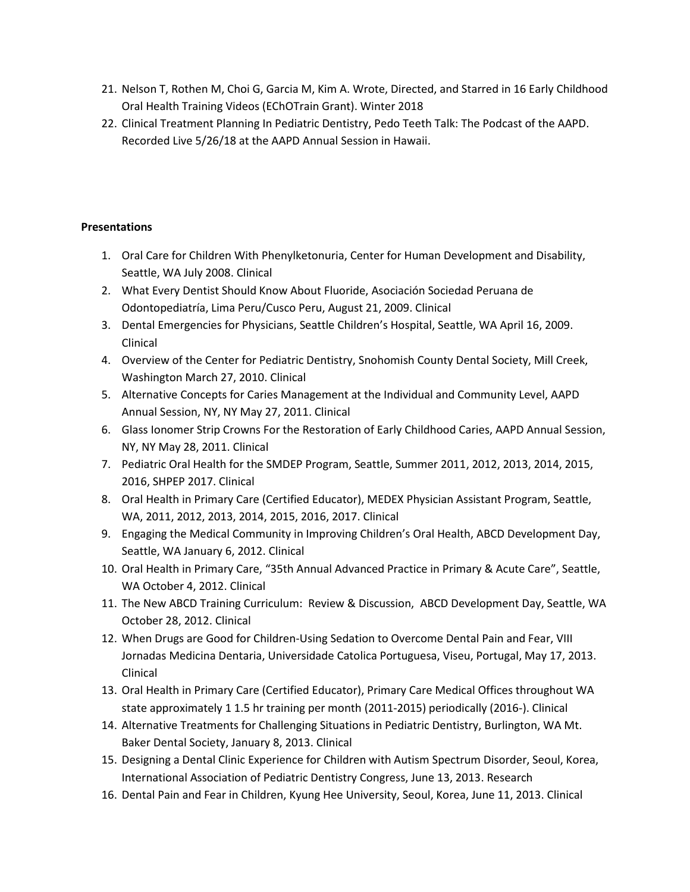21. Nelson T, Rothen M, Choi G, Garcia M, Kim A. Wrote, Directed, and Starred in 16 Early Childhood Oral Health Training Videos (EChOTrain Grant). Winter 2018
22. Clinical Treatment Planning In Pediatric Dentistry, Pedo Teeth Talk: The Podcast of the AAPD. Recorded Live 5/26/18 at the AAPD Annual Session in Hawaii.

**Presentations**

1. Oral Care for Children With Phenylketonuria, Center for Human Development and Disability, Seattle, WA July 2008. Clinical
2. What Every Dentist Should Know About Fluoride, Asociación Sociedad Peruana de Odontopediatría, Lima Peru/Cusco Peru, August 21, 2009. Clinical
3. Dental Emergencies for Physicians, Seattle Children's Hospital, Seattle, WA April 16, 2009. Clinical
4. Overview of the Center for Pediatric Dentistry, Snohomish County Dental Society, Mill Creek, Washington March 27, 2010. Clinical
5. Alternative Concepts for Caries Management at the Individual and Community Level, AAPD Annual Session, NY, NY May 27, 2011. Clinical
6. Glass Ionomer Strip Crowns For the Restoration of Early Childhood Caries, AAPD Annual Session, NY, NY May 28, 2011. Clinical
7. Pediatric Oral Health for the SMDEP Program, Seattle, Summer 2011, 2012, 2013, 2014, 2015, 2016, SHPEP 2017. Clinical
8. Oral Health in Primary Care (Certified Educator), MEDEX Physician Assistant Program, Seattle, WA, 2011, 2012, 2013, 2014, 2015, 2016, 2017. Clinical
9. Engaging the Medical Community in Improving Children's Oral Health, ABCD Development Day, Seattle, WA January 6, 2012. Clinical
10. Oral Health in Primary Care, "35th Annual Advanced Practice in Primary & Acute Care", Seattle, WA October 4, 2012. Clinical
11. The New ABCD Training Curriculum: Review & Discussion, ABCD Development Day, Seattle, WA October 28, 2012. Clinical
12. When Drugs are Good for Children-Using Sedation to Overcome Dental Pain and Fear, VIII Jornadas Medicina Dentaria, Universidade Catolica Portuguesa, Viseu, Portugal, May 17, 2013. Clinical
13. Oral Health in Primary Care (Certified Educator), Primary Care Medical Offices throughout WA state approximately 1 1.5 hr training per month (2011-2015) periodically (2016-). Clinical
14. Alternative Treatments for Challenging Situations in Pediatric Dentistry, Burlington, WA Mt. Baker Dental Society, January 8, 2013. Clinical
15. Designing a Dental Clinic Experience for Children with Autism Spectrum Disorder, Seoul, Korea, International Association of Pediatric Dentistry Congress, June 13, 2013. Research
16. Dental Pain and Fear in Children, Kyung Hee University, Seoul, Korea, June 11, 2013. Clinical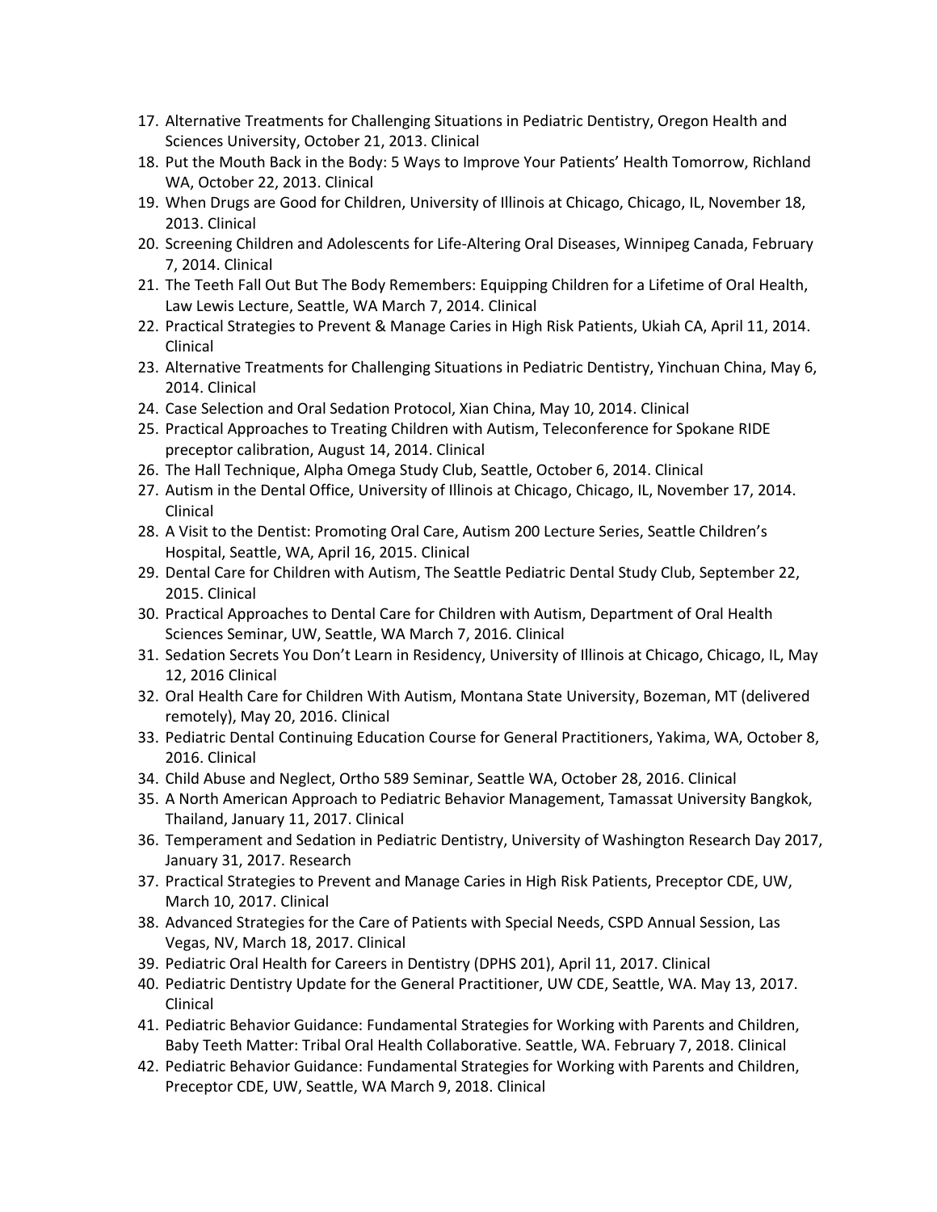17. Alternative Treatments for Challenging Situations in Pediatric Dentistry, Oregon Health and Sciences University, October 21, 2013. Clinical
18. Put the Mouth Back in the Body: 5 Ways to Improve Your Patients' Health Tomorrow, Richland WA, October 22, 2013. Clinical
19. When Drugs are Good for Children, University of Illinois at Chicago, Chicago, IL, November 18, 2013. Clinical
20. Screening Children and Adolescents for Life-Altering Oral Diseases, Winnipeg Canada, February 7, 2014. Clinical
21. The Teeth Fall Out But The Body Remembers: Equipping Children for a Lifetime of Oral Health, Law Lewis Lecture, Seattle, WA March 7, 2014. Clinical
22. Practical Strategies to Prevent & Manage Caries in High Risk Patients, Ukiah CA, April 11, 2014. Clinical
23. Alternative Treatments for Challenging Situations in Pediatric Dentistry, Yinchuan China, May 6, 2014. Clinical
24. Case Selection and Oral Sedation Protocol, Xian China, May 10, 2014. Clinical
25. Practical Approaches to Treating Children with Autism, Teleconference for Spokane RIDE preceptor calibration, August 14, 2014. Clinical
26. The Hall Technique, Alpha Omega Study Club, Seattle, October 6, 2014. Clinical
27. Autism in the Dental Office, University of Illinois at Chicago, Chicago, IL, November 17, 2014. Clinical
28. A Visit to the Dentist: Promoting Oral Care, Autism 200 Lecture Series, Seattle Children's Hospital, Seattle, WA, April 16, 2015. Clinical
29. Dental Care for Children with Autism, The Seattle Pediatric Dental Study Club, September 22, 2015. Clinical
30. Practical Approaches to Dental Care for Children with Autism, Department of Oral Health Sciences Seminar, UW, Seattle, WA March 7, 2016. Clinical
31. Sedation Secrets You Don't Learn in Residency, University of Illinois at Chicago, Chicago, IL, May 12, 2016 Clinical
32. Oral Health Care for Children With Autism, Montana State University, Bozeman, MT (delivered remotely), May 20, 2016. Clinical
33. Pediatric Dental Continuing Education Course for General Practitioners, Yakima, WA, October 8, 2016. Clinical
34. Child Abuse and Neglect, Ortho 589 Seminar, Seattle WA, October 28, 2016. Clinical
35. A North American Approach to Pediatric Behavior Management, Tamassat University Bangkok, Thailand, January 11, 2017. Clinical
36. Temperament and Sedation in Pediatric Dentistry, University of Washington Research Day 2017, January 31, 2017. Research
37. Practical Strategies to Prevent and Manage Caries in High Risk Patients, Preceptor CDE, UW, March 10, 2017. Clinical
38. Advanced Strategies for the Care of Patients with Special Needs, CSPD Annual Session, Las Vegas, NV, March 18, 2017. Clinical
39. Pediatric Oral Health for Careers in Dentistry (DPHS 201), April 11, 2017. Clinical
40. Pediatric Dentistry Update for the General Practitioner, UW CDE, Seattle, WA. May 13, 2017. Clinical
41. Pediatric Behavior Guidance: Fundamental Strategies for Working with Parents and Children, Baby Teeth Matter: Tribal Oral Health Collaborative. Seattle, WA. February 7, 2018. Clinical
42. Pediatric Behavior Guidance: Fundamental Strategies for Working with Parents and Children, Preceptor CDE, UW, Seattle, WA March 9, 2018. Clinical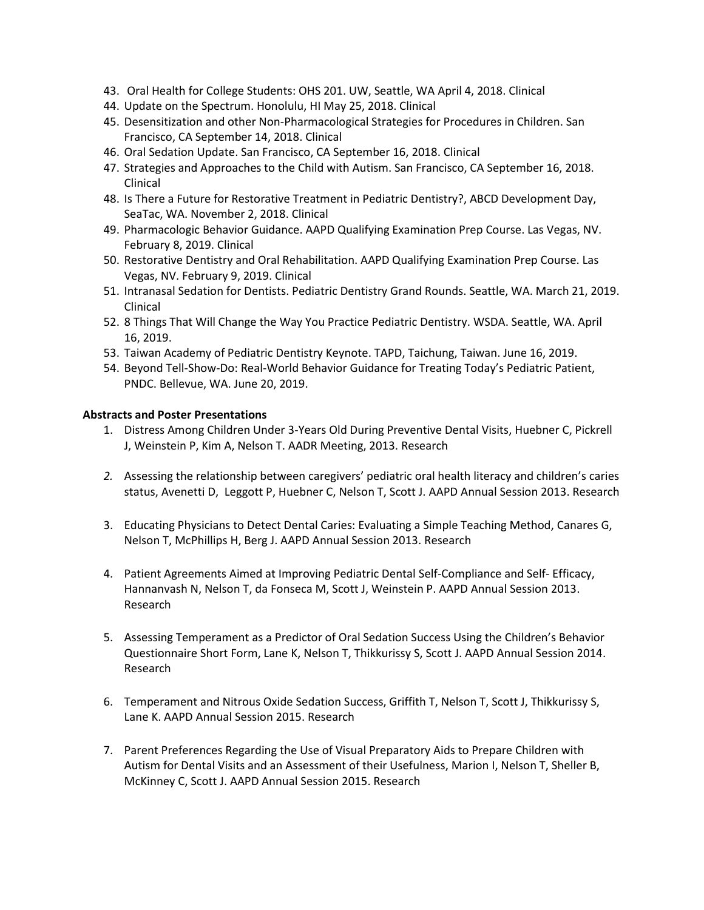43. Oral Health for College Students: OHS 201. UW, Seattle, WA April 4, 2018. Clinical
44. Update on the Spectrum. Honolulu, HI May 25, 2018. Clinical
45. Desensitization and other Non-Pharmacological Strategies for Procedures in Children. San Francisco, CA September 14, 2018. Clinical
46. Oral Sedation Update. San Francisco, CA September 16, 2018. Clinical
47. Strategies and Approaches to the Child with Autism. San Francisco, CA September 16, 2018. Clinical
48. Is There a Future for Restorative Treatment in Pediatric Dentistry?, ABCD Development Day, SeaTac, WA. November 2, 2018. Clinical
49. Pharmacologic Behavior Guidance. AAPD Qualifying Examination Prep Course. Las Vegas, NV. February 8, 2019. Clinical
50. Restorative Dentistry and Oral Rehabilitation. AAPD Qualifying Examination Prep Course. Las Vegas, NV. February 9, 2019. Clinical
51. Intranasal Sedation for Dentists. Pediatric Dentistry Grand Rounds. Seattle, WA. March 21, 2019. Clinical
52. 8 Things That Will Change the Way You Practice Pediatric Dentistry. WSDA. Seattle, WA. April 16, 2019.
53. Taiwan Academy of Pediatric Dentistry Keynote. TAPD, Taichung, Taiwan. June 16, 2019.
54. Beyond Tell-Show-Do: Real-World Behavior Guidance for Treating Today's Pediatric Patient, PNDC. Bellevue, WA. June 20, 2019.

**Abstracts and Poster Presentations**

1. Distress Among Children Under 3-Years Old During Preventive Dental Visits, Huebner C, Pickrell J, Weinstein P, Kim A, Nelson T. AADR Meeting, 2013. Research

2. Assessing the relationship between caregivers' pediatric oral health literacy and children's caries status, Avenetti D, Leggott P, Huebner C, Nelson T, Scott J. AAPD Annual Session 2013. Research

3. Educating Physicians to Detect Dental Caries: Evaluating a Simple Teaching Method, Canares G, Nelson T, McPhillips H, Berg J. AAPD Annual Session 2013. Research

4. Patient Agreements Aimed at Improving Pediatric Dental Self-Compliance and Self- Efficacy, Hannanvash N, Nelson T, da Fonseca M, Scott J, Weinstein P. AAPD Annual Session 2013. Research

5. Assessing Temperament as a Predictor of Oral Sedation Success Using the Children's Behavior Questionnaire Short Form, Lane K, Nelson T, Thikkurissy S, Scott J. AAPD Annual Session 2014. Research

6. Temperament and Nitrous Oxide Sedation Success, Griffith T, Nelson T, Scott J, Thikkurissy S, Lane K. AAPD Annual Session 2015. Research

7. Parent Preferences Regarding the Use of Visual Preparatory Aids to Prepare Children with Autism for Dental Visits and an Assessment of their Usefulness, Marion I, Nelson T, Sheller B, McKinney C, Scott J. AAPD Annual Session 2015. Research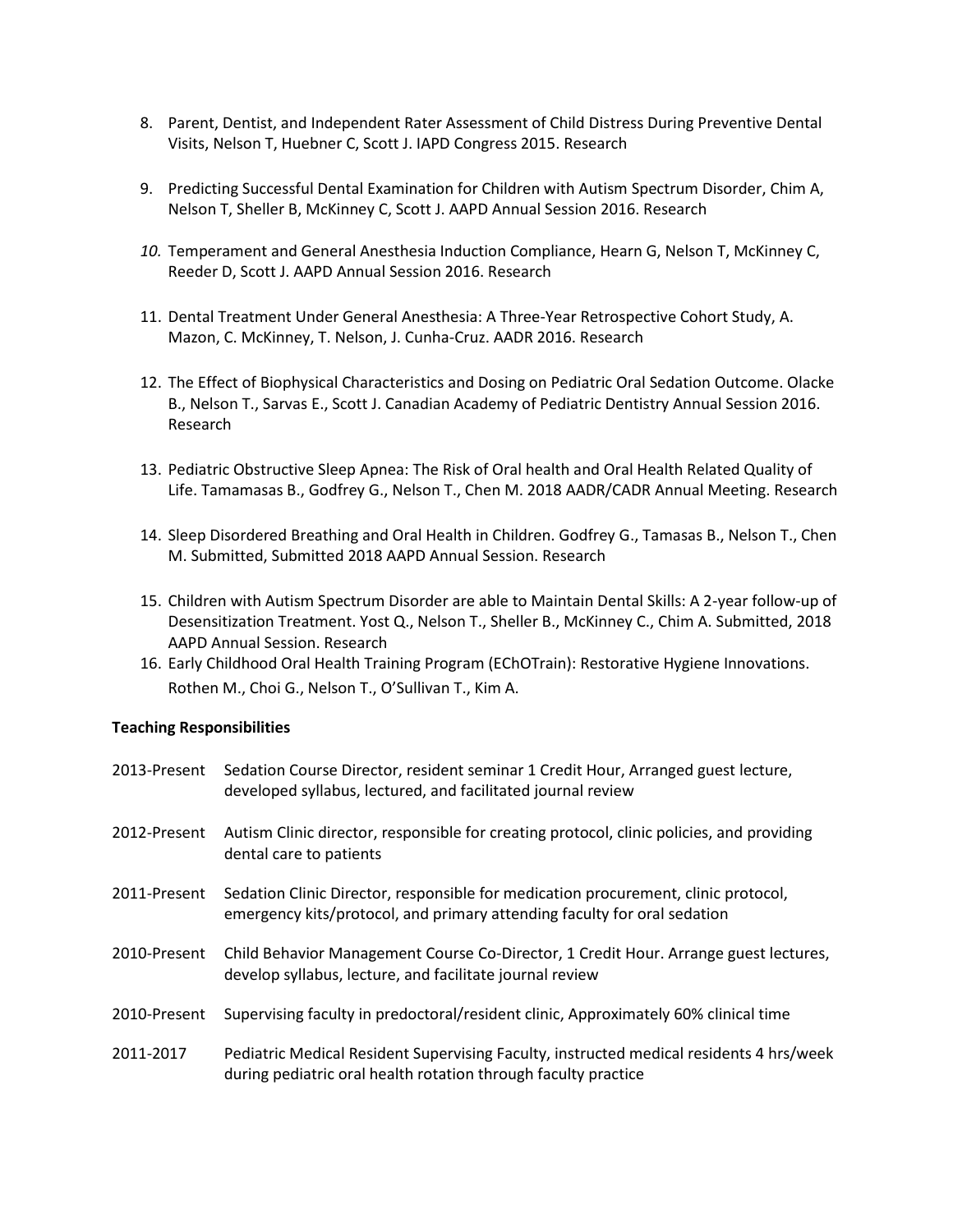8. Parent, Dentist, and Independent Rater Assessment of Child Distress During Preventive Dental Visits, Nelson T, Huebner C, Scott J. IAPD Congress 2015. Research

9. Predicting Successful Dental Examination for Children with Autism Spectrum Disorder, Chim A, Nelson T, Sheller B, McKinney C, Scott J. AAPD Annual Session 2016. Research

10. Temperament and General Anesthesia Induction Compliance, Hearn G, Nelson T, McKinney C, Reeder D, Scott J. AAPD Annual Session 2016. Research

11. Dental Treatment Under General Anesthesia: A Three-Year Retrospective Cohort Study, A. Mazon, C. McKinney, T. Nelson, J. Cunha-Cruz. AADR 2016. Research

12. The Effect of Biophysical Characteristics and Dosing on Pediatric Oral Sedation Outcome. Olacke B., Nelson T., Sarvas E., Scott J. Canadian Academy of Pediatric Dentistry Annual Session 2016. Research

13. Pediatric Obstructive Sleep Apnea: The Risk of Oral health and Oral Health Related Quality of Life. Tamamasas B., Godfrey G., Nelson T., Chen M. 2018 AADR/CADR Annual Meeting. Research

14. Sleep Disordered Breathing and Oral Health in Children. Godfrey G., Tamasas B., Nelson T., Chen M. Submitted, Submitted 2018 AAPD Annual Session. Research

15. Children with Autism Spectrum Disorder are able to Maintain Dental Skills: A 2-year follow-up of Desensitization Treatment. Yost Q., Nelson T., Sheller B., McKinney C., Chim A. Submitted, 2018 AAPD Annual Session. Research
16. Early Childhood Oral Health Training Program (EChOTrain): Restorative Hygiene Innovations. Rothen M., Choi G., Nelson T., O'Sullivan T., Kim A.

**Teaching Responsibilities**

2013-Present Sedation Course Director, resident seminar 1 Credit Hour, Arranged guest lecture, developed syllabus, lectured, and facilitated journal review

2012-Present Autism Clinic director, responsible for creating protocol, clinic policies, and providing dental care to patients

2011-Present Sedation Clinic Director, responsible for medication procurement, clinic protocol, emergency kits/protocol, and primary attending faculty for oral sedation

2010-Present Child Behavior Management Course Co-Director, 1 Credit Hour. Arrange guest lectures, develop syllabus, lecture, and facilitate journal review

2010-Present Supervising faculty in predoctoral/resident clinic, Approximately 60% clinical time

2011-2017 Pediatric Medical Resident Supervising Faculty, instructed medical residents 4 hrs/week during pediatric oral health rotation through faculty practice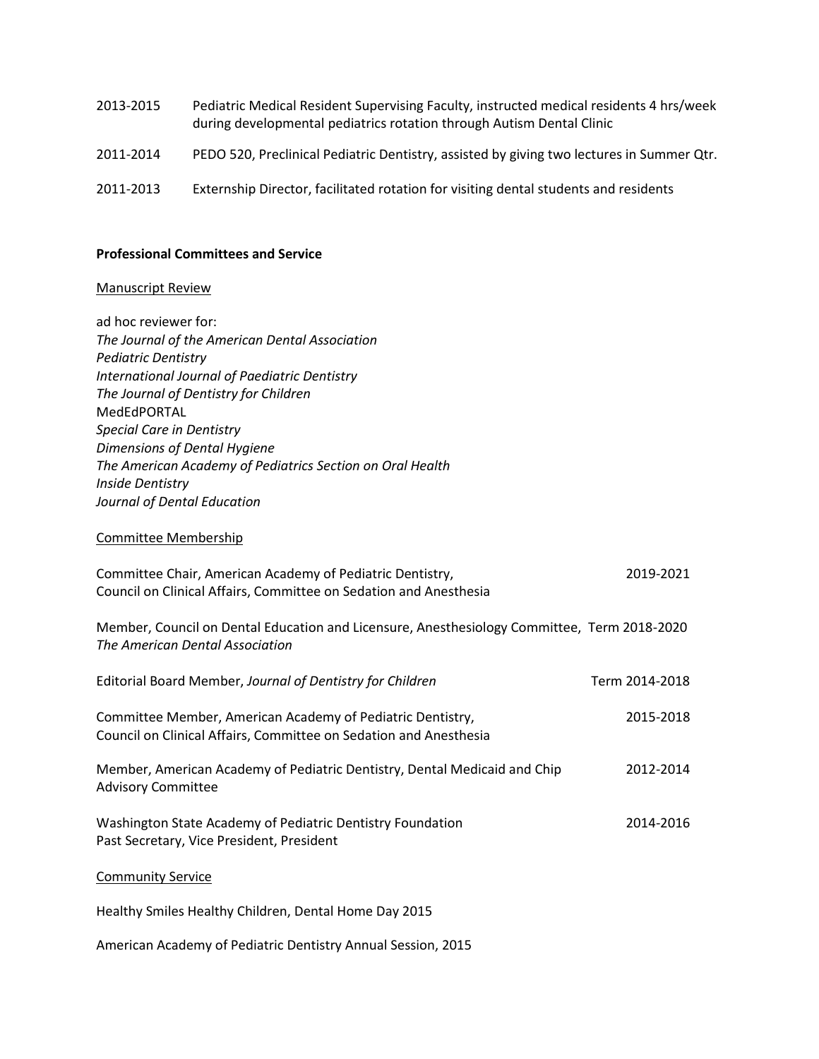2013-2015 Pediatric Medical Resident Supervising Faculty, instructed medical residents 4 hrs/week during developmental pediatrics rotation through Autism Dental Clinic

2011-2014 PEDO 520, Preclinical Pediatric Dentistry, assisted by giving two lectures in Summer Qtr.

2011-2013 Externship Director, facilitated rotation for visiting dental students and residents

**Professional Committees and Service**

Manuscript Review

ad hoc reviewer for:
*The Journal of the American Dental Association*
*Pediatric Dentistry*
*International Journal of Paediatric Dentistry*
*The Journal of Dentistry for Children*
MedEdPORTAL
*Special Care in Dentistry*
*Dimensions of Dental Hygiene*
*The American Academy of Pediatrics Section on Oral Health*
*Inside Dentistry*
*Journal of Dental Education*

Committee Membership

Committee Chair, American Academy of Pediatric Dentistry, Council on Clinical Affairs, Committee on Sedation and Anesthesia — 2019-2021

Member, Council on Dental Education and Licensure, Anesthesiology Committee, *The American Dental Association* — Term 2018-2020

Editorial Board Member, *Journal of Dentistry for Children* — Term 2014-2018

Committee Member, American Academy of Pediatric Dentistry, Council on Clinical Affairs, Committee on Sedation and Anesthesia — 2015-2018

Member, American Academy of Pediatric Dentistry, Dental Medicaid and Chip Advisory Committee — 2012-2014

Washington State Academy of Pediatric Dentistry Foundation Past Secretary, Vice President, President — 2014-2016

Community Service

Healthy Smiles Healthy Children, Dental Home Day 2015

American Academy of Pediatric Dentistry Annual Session, 2015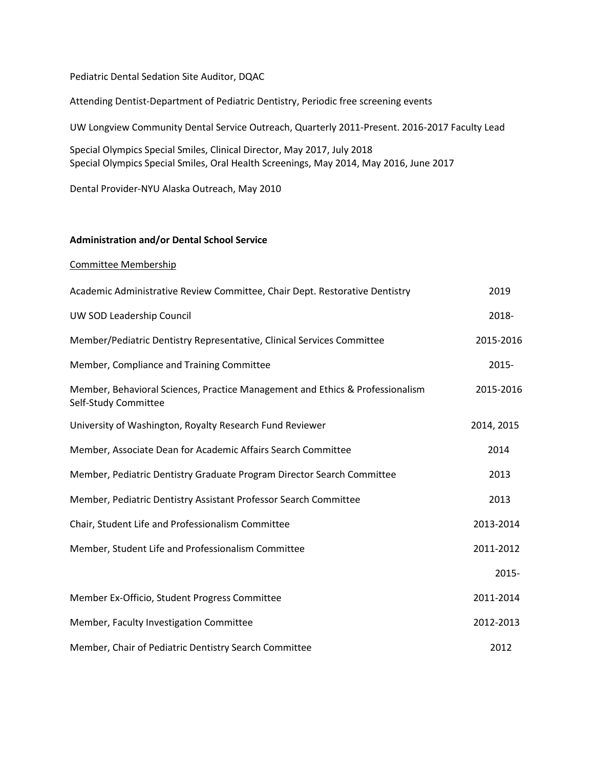Pediatric Dental Sedation Site Auditor, DQAC

Attending Dentist-Department of Pediatric Dentistry, Periodic free screening events

UW Longview Community Dental Service Outreach, Quarterly 2011-Present. 2016-2017 Faculty Lead

Special Olympics Special Smiles, Clinical Director, May 2017, July 2018
Special Olympics Special Smiles, Oral Health Screenings, May 2014, May 2016, June 2017

Dental Provider-NYU Alaska Outreach, May 2010

**Administration and/or Dental School Service**

Committee Membership

| | |
|---|---|
| Academic Administrative Review Committee, Chair Dept. Restorative Dentistry | 2019 |
| UW SOD Leadership Council | 2018- |
| Member/Pediatric Dentistry Representative, Clinical Services Committee | 2015-2016 |
| Member, Compliance and Training Committee | 2015- |
| Member, Behavioral Sciences, Practice Management and Ethics & Professionalism Self-Study Committee | 2015-2016 |
| University of Washington, Royalty Research Fund Reviewer | 2014, 2015 |
| Member, Associate Dean for Academic Affairs Search Committee | 2014 |
| Member, Pediatric Dentistry Graduate Program Director Search Committee | 2013 |
| Member, Pediatric Dentistry Assistant Professor Search Committee | 2013 |
| Chair, Student Life and Professionalism Committee | 2013-2014 |
| Member, Student Life and Professionalism Committee | 2011-2012 |
| | 2015- |
| Member Ex-Officio, Student Progress Committee | 2011-2014 |
| Member, Faculty Investigation Committee | 2012-2013 |
| Member, Chair of Pediatric Dentistry Search Committee | 2012 |